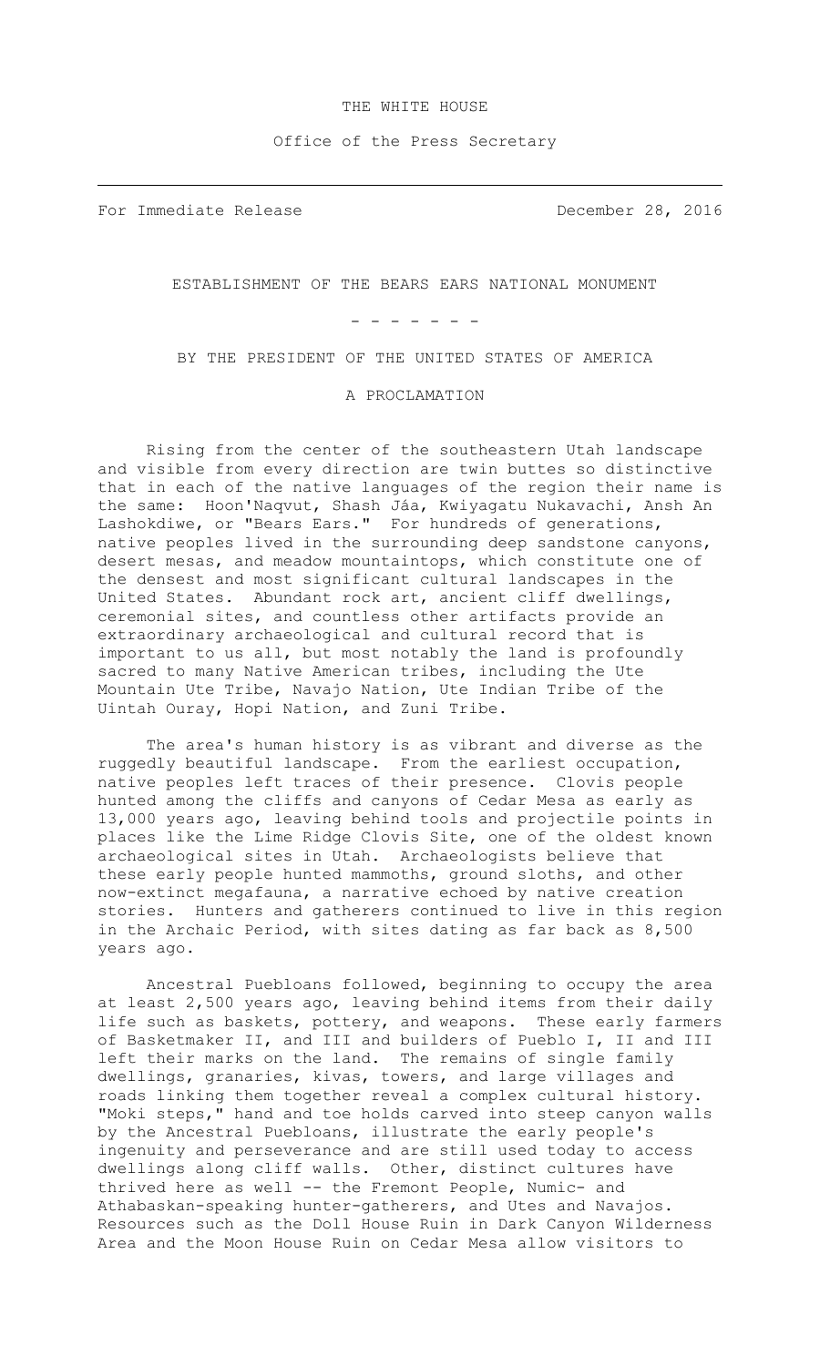THE WHITE HOUSE

Office of the Press Secretary

---

For Immediate Release December 28, 2016

# ESTABLISHMENT OF THE BEARS EARS NATIONAL MONUMENT

\- - - - - - -

BY THE PRESIDENT OF THE UNITED STATES OF AMERICA

## A PROCLAMATION

Rising from the center of the southeastern Utah landscape and visible from every direction are twin buttes so distinctive that in each of the native languages of the region their name is the same: Hoon'Naqvut, Shash Jáa, Kwiyagatu Nukavachi, Ansh An Lashokdiwe, or "Bears Ears." For hundreds of generations, native peoples lived in the surrounding deep sandstone canyons, desert mesas, and meadow mountaintops, which constitute one of the densest and most significant cultural landscapes in the United States. Abundant rock art, ancient cliff dwellings, ceremonial sites, and countless other artifacts provide an extraordinary archaeological and cultural record that is important to us all, but most notably the land is profoundly sacred to many Native American tribes, including the Ute Mountain Ute Tribe, Navajo Nation, Ute Indian Tribe of the Uintah Ouray, Hopi Nation, and Zuni Tribe.

The area's human history is as vibrant and diverse as the ruggedly beautiful landscape. From the earliest occupation, native peoples left traces of their presence. Clovis people hunted among the cliffs and canyons of Cedar Mesa as early as 13,000 years ago, leaving behind tools and projectile points in places like the Lime Ridge Clovis Site, one of the oldest known archaeological sites in Utah. Archaeologists believe that these early people hunted mammoths, ground sloths, and other now-extinct megafauna, a narrative echoed by native creation stories. Hunters and gatherers continued to live in this region in the Archaic Period, with sites dating as far back as 8,500 years ago.

Ancestral Puebloans followed, beginning to occupy the area at least 2,500 years ago, leaving behind items from their daily life such as baskets, pottery, and weapons. These early farmers of Basketmaker II, and III and builders of Pueblo I, II and III left their marks on the land. The remains of single family dwellings, granaries, kivas, towers, and large villages and roads linking them together reveal a complex cultural history. "Moki steps," hand and toe holds carved into steep canyon walls by the Ancestral Puebloans, illustrate the early people's ingenuity and perseverance and are still used today to access dwellings along cliff walls. Other, distinct cultures have thrived here as well -- the Fremont People, Numic- and Athabaskan-speaking hunter-gatherers, and Utes and Navajos. Resources such as the Doll House Ruin in Dark Canyon Wilderness Area and the Moon House Ruin on Cedar Mesa allow visitors to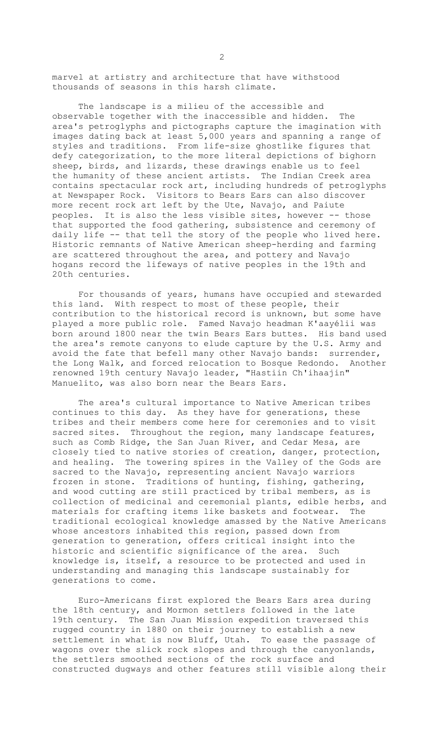marvel at artistry and architecture that have withstood thousands of seasons in this harsh climate.

The landscape is a milieu of the accessible and observable together with the inaccessible and hidden. The area's petroglyphs and pictographs capture the imagination with images dating back at least 5,000 years and spanning a range of styles and traditions. From life-size ghostlike figures that defy categorization, to the more literal depictions of bighorn sheep, birds, and lizards, these drawings enable us to feel the humanity of these ancient artists. The Indian Creek area contains spectacular rock art, including hundreds of petroglyphs at Newspaper Rock. Visitors to Bears Ears can also discover more recent rock art left by the Ute, Navajo, and Paiute peoples. It is also the less visible sites, however -- those that supported the food gathering, subsistence and ceremony of daily life -- that tell the story of the people who lived here. Historic remnants of Native American sheep-herding and farming are scattered throughout the area, and pottery and Navajo hogans record the lifeways of native peoples in the 19th and 20th centuries.

For thousands of years, humans have occupied and stewarded this land. With respect to most of these people, their contribution to the historical record is unknown, but some have played a more public role. Famed Navajo headman K'aayélii was born around 1800 near the twin Bears Ears buttes. His band used the area's remote canyons to elude capture by the U.S. Army and avoid the fate that befell many other Navajo bands: surrender, the Long Walk, and forced relocation to Bosque Redondo. Another renowned 19th century Navajo leader, "Hastiin Ch'ihaajin" Manuelito, was also born near the Bears Ears.

The area's cultural importance to Native American tribes continues to this day. As they have for generations, these tribes and their members come here for ceremonies and to visit sacred sites. Throughout the region, many landscape features, such as Comb Ridge, the San Juan River, and Cedar Mesa, are closely tied to native stories of creation, danger, protection, and healing. The towering spires in the Valley of the Gods are sacred to the Navajo, representing ancient Navajo warriors frozen in stone. Traditions of hunting, fishing, gathering, and wood cutting are still practiced by tribal members, as is collection of medicinal and ceremonial plants, edible herbs, and materials for crafting items like baskets and footwear. The traditional ecological knowledge amassed by the Native Americans whose ancestors inhabited this region, passed down from generation to generation, offers critical insight into the historic and scientific significance of the area. Such knowledge is, itself, a resource to be protected and used in understanding and managing this landscape sustainably for generations to come.

Euro-Americans first explored the Bears Ears area during the 18th century, and Mormon settlers followed in the late 19th century. The San Juan Mission expedition traversed this rugged country in 1880 on their journey to establish a new settlement in what is now Bluff, Utah. To ease the passage of wagons over the slick rock slopes and through the canyonlands, the settlers smoothed sections of the rock surface and constructed dugways and other features still visible along their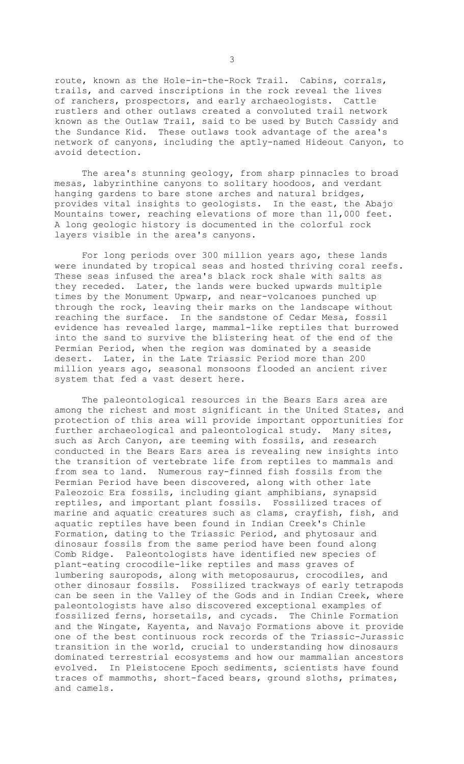route, known as the Hole-in-the-Rock Trail. Cabins, corrals, trails, and carved inscriptions in the rock reveal the lives of ranchers, prospectors, and early archaeologists. Cattle rustlers and other outlaws created a convoluted trail network known as the Outlaw Trail, said to be used by Butch Cassidy and the Sundance Kid. These outlaws took advantage of the area's network of canyons, including the aptly-named Hideout Canyon, to avoid detection.

The area's stunning geology, from sharp pinnacles to broad mesas, labyrinthine canyons to solitary hoodoos, and verdant hanging gardens to bare stone arches and natural bridges, provides vital insights to geologists. In the east, the Abajo Mountains tower, reaching elevations of more than 11,000 feet. A long geologic history is documented in the colorful rock layers visible in the area's canyons.

For long periods over 300 million years ago, these lands were inundated by tropical seas and hosted thriving coral reefs. These seas infused the area's black rock shale with salts as they receded. Later, the lands were bucked upwards multiple times by the Monument Upwarp, and near-volcanoes punched up through the rock, leaving their marks on the landscape without reaching the surface. In the sandstone of Cedar Mesa, fossil evidence has revealed large, mammal-like reptiles that burrowed into the sand to survive the blistering heat of the end of the Permian Period, when the region was dominated by a seaside desert. Later, in the Late Triassic Period more than 200 million years ago, seasonal monsoons flooded an ancient river system that fed a vast desert here.

The paleontological resources in the Bears Ears area are among the richest and most significant in the United States, and protection of this area will provide important opportunities for further archaeological and paleontological study. Many sites, such as Arch Canyon, are teeming with fossils, and research conducted in the Bears Ears area is revealing new insights into the transition of vertebrate life from reptiles to mammals and from sea to land. Numerous ray-finned fish fossils from the Permian Period have been discovered, along with other late Paleozoic Era fossils, including giant amphibians, synapsid reptiles, and important plant fossils. Fossilized traces of marine and aquatic creatures such as clams, crayfish, fish, and aquatic reptiles have been found in Indian Creek's Chinle Formation, dating to the Triassic Period, and phytosaur and dinosaur fossils from the same period have been found along Comb Ridge. Paleontologists have identified new species of plant-eating crocodile-like reptiles and mass graves of lumbering sauropods, along with metoposaurus, crocodiles, and other dinosaur fossils. Fossilized trackways of early tetrapods can be seen in the Valley of the Gods and in Indian Creek, where paleontologists have also discovered exceptional examples of fossilized ferns, horsetails, and cycads. The Chinle Formation and the Wingate, Kayenta, and Navajo Formations above it provide one of the best continuous rock records of the Triassic-Jurassic transition in the world, crucial to understanding how dinosaurs dominated terrestrial ecosystems and how our mammalian ancestors evolved. In Pleistocene Epoch sediments, scientists have found traces of mammoths, short-faced bears, ground sloths, primates, and camels.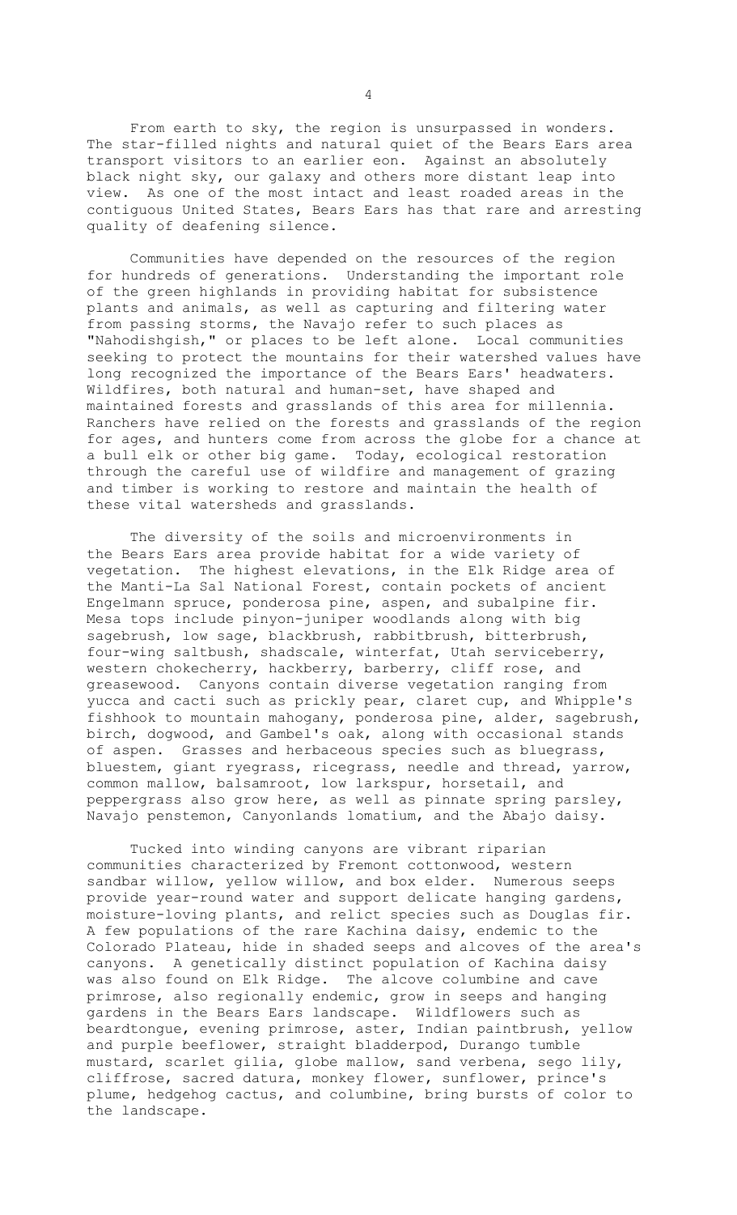From earth to sky, the region is unsurpassed in wonders. The star-filled nights and natural quiet of the Bears Ears area transport visitors to an earlier eon. Against an absolutely black night sky, our galaxy and others more distant leap into view. As one of the most intact and least roaded areas in the contiguous United States, Bears Ears has that rare and arresting quality of deafening silence.

Communities have depended on the resources of the region for hundreds of generations. Understanding the important role of the green highlands in providing habitat for subsistence plants and animals, as well as capturing and filtering water from passing storms, the Navajo refer to such places as "Nahodishgish," or places to be left alone. Local communities seeking to protect the mountains for their watershed values have long recognized the importance of the Bears Ears' headwaters. Wildfires, both natural and human-set, have shaped and maintained forests and grasslands of this area for millennia. Ranchers have relied on the forests and grasslands of the region for ages, and hunters come from across the globe for a chance at a bull elk or other big game. Today, ecological restoration through the careful use of wildfire and management of grazing and timber is working to restore and maintain the health of these vital watersheds and grasslands.

The diversity of the soils and microenvironments in the Bears Ears area provide habitat for a wide variety of vegetation. The highest elevations, in the Elk Ridge area of the Manti-La Sal National Forest, contain pockets of ancient Engelmann spruce, ponderosa pine, aspen, and subalpine fir. Mesa tops include pinyon-juniper woodlands along with big sagebrush, low sage, blackbrush, rabbitbrush, bitterbrush, four-wing saltbush, shadscale, winterfat, Utah serviceberry, western chokecherry, hackberry, barberry, cliff rose, and greasewood. Canyons contain diverse vegetation ranging from yucca and cacti such as prickly pear, claret cup, and Whipple's fishhook to mountain mahogany, ponderosa pine, alder, sagebrush, birch, dogwood, and Gambel's oak, along with occasional stands of aspen. Grasses and herbaceous species such as bluegrass, bluestem, giant ryegrass, ricegrass, needle and thread, yarrow, common mallow, balsamroot, low larkspur, horsetail, and peppergrass also grow here, as well as pinnate spring parsley, Navajo penstemon, Canyonlands lomatium, and the Abajo daisy.

Tucked into winding canyons are vibrant riparian communities characterized by Fremont cottonwood, western sandbar willow, yellow willow, and box elder. Numerous seeps provide year-round water and support delicate hanging gardens, moisture-loving plants, and relict species such as Douglas fir. A few populations of the rare Kachina daisy, endemic to the Colorado Plateau, hide in shaded seeps and alcoves of the area's canyons. A genetically distinct population of Kachina daisy was also found on Elk Ridge. The alcove columbine and cave primrose, also regionally endemic, grow in seeps and hanging gardens in the Bears Ears landscape. Wildflowers such as beardtongue, evening primrose, aster, Indian paintbrush, yellow and purple beeflower, straight bladderpod, Durango tumble mustard, scarlet gilia, globe mallow, sand verbena, sego lily, cliffrose, sacred datura, monkey flower, sunflower, prince's plume, hedgehog cactus, and columbine, bring bursts of color to the landscape.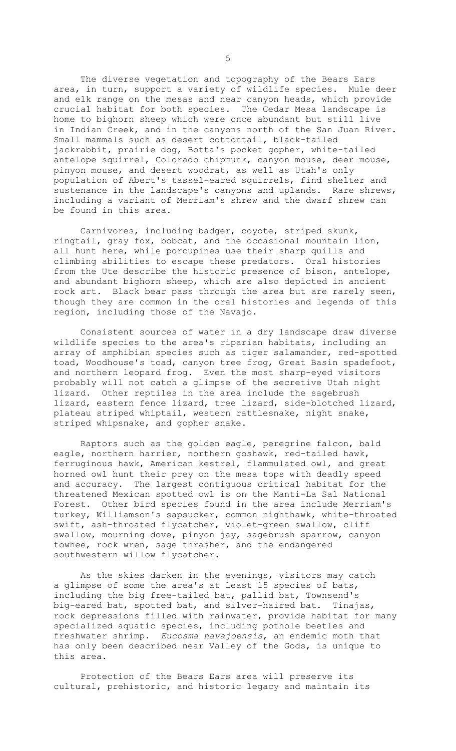The diverse vegetation and topography of the Bears Ears area, in turn, support a variety of wildlife species. Mule deer and elk range on the mesas and near canyon heads, which provide crucial habitat for both species. The Cedar Mesa landscape is home to bighorn sheep which were once abundant but still live in Indian Creek, and in the canyons north of the San Juan River. Small mammals such as desert cottontail, black-tailed jackrabbit, prairie dog, Botta's pocket gopher, white-tailed antelope squirrel, Colorado chipmunk, canyon mouse, deer mouse, pinyon mouse, and desert woodrat, as well as Utah's only population of Abert's tassel-eared squirrels, find shelter and sustenance in the landscape's canyons and uplands. Rare shrews, including a variant of Merriam's shrew and the dwarf shrew can be found in this area.

Carnivores, including badger, coyote, striped skunk, ringtail, gray fox, bobcat, and the occasional mountain lion, all hunt here, while porcupines use their sharp quills and climbing abilities to escape these predators. Oral histories from the Ute describe the historic presence of bison, antelope, and abundant bighorn sheep, which are also depicted in ancient rock art. Black bear pass through the area but are rarely seen, though they are common in the oral histories and legends of this region, including those of the Navajo.

Consistent sources of water in a dry landscape draw diverse wildlife species to the area's riparian habitats, including an array of amphibian species such as tiger salamander, red-spotted toad, Woodhouse's toad, canyon tree frog, Great Basin spadefoot, and northern leopard frog. Even the most sharp-eyed visitors probably will not catch a glimpse of the secretive Utah night lizard. Other reptiles in the area include the sagebrush lizard, eastern fence lizard, tree lizard, side-blotched lizard, plateau striped whiptail, western rattlesnake, night snake, striped whipsnake, and gopher snake.

Raptors such as the golden eagle, peregrine falcon, bald eagle, northern harrier, northern goshawk, red-tailed hawk, ferruginous hawk, American kestrel, flammulated owl, and great horned owl hunt their prey on the mesa tops with deadly speed and accuracy. The largest contiguous critical habitat for the threatened Mexican spotted owl is on the Manti-La Sal National Forest. Other bird species found in the area include Merriam's turkey, Williamson's sapsucker, common nighthawk, white-throated swift, ash-throated flycatcher, violet-green swallow, cliff swallow, mourning dove, pinyon jay, sagebrush sparrow, canyon towhee, rock wren, sage thrasher, and the endangered southwestern willow flycatcher.

As the skies darken in the evenings, visitors may catch a glimpse of some the area's at least 15 species of bats, including the big free-tailed bat, pallid bat, Townsend's big-eared bat, spotted bat, and silver-haired bat. Tinajas, rock depressions filled with rainwater, provide habitat for many specialized aquatic species, including pothole beetles and freshwater shrimp. *Eucosma navajoensis*, an endemic moth that has only been described near Valley of the Gods, is unique to this area.

Protection of the Bears Ears area will preserve its cultural, prehistoric, and historic legacy and maintain its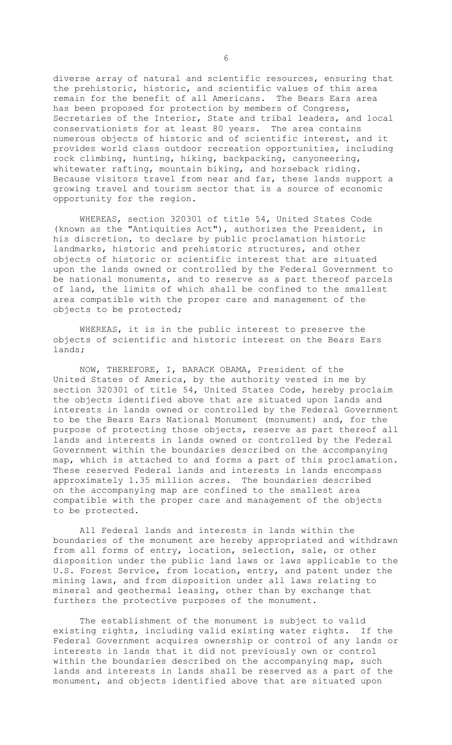diverse array of natural and scientific resources, ensuring that the prehistoric, historic, and scientific values of this area remain for the benefit of all Americans. The Bears Ears area has been proposed for protection by members of Congress, Secretaries of the Interior, State and tribal leaders, and local conservationists for at least 80 years. The area contains numerous objects of historic and of scientific interest, and it provides world class outdoor recreation opportunities, including rock climbing, hunting, hiking, backpacking, canyoneering, whitewater rafting, mountain biking, and horseback riding. Because visitors travel from near and far, these lands support a growing travel and tourism sector that is a source of economic opportunity for the region.

WHEREAS, section 320301 of title 54, United States Code (known as the "Antiquities Act"), authorizes the President, in his discretion, to declare by public proclamation historic landmarks, historic and prehistoric structures, and other objects of historic or scientific interest that are situated upon the lands owned or controlled by the Federal Government to be national monuments, and to reserve as a part thereof parcels of land, the limits of which shall be confined to the smallest area compatible with the proper care and management of the objects to be protected;

WHEREAS, it is in the public interest to preserve the objects of scientific and historic interest on the Bears Ears lands;

NOW, THEREFORE, I, BARACK OBAMA, President of the United States of America, by the authority vested in me by section 320301 of title 54, United States Code, hereby proclaim the objects identified above that are situated upon lands and interests in lands owned or controlled by the Federal Government to be the Bears Ears National Monument (monument) and, for the purpose of protecting those objects, reserve as part thereof all lands and interests in lands owned or controlled by the Federal Government within the boundaries described on the accompanying map, which is attached to and forms a part of this proclamation. These reserved Federal lands and interests in lands encompass approximately 1.35 million acres. The boundaries described on the accompanying map are confined to the smallest area compatible with the proper care and management of the objects to be protected.

All Federal lands and interests in lands within the boundaries of the monument are hereby appropriated and withdrawn from all forms of entry, location, selection, sale, or other disposition under the public land laws or laws applicable to the U.S. Forest Service, from location, entry, and patent under the mining laws, and from disposition under all laws relating to mineral and geothermal leasing, other than by exchange that furthers the protective purposes of the monument.

The establishment of the monument is subject to valid existing rights, including valid existing water rights. If the Federal Government acquires ownership or control of any lands or interests in lands that it did not previously own or control within the boundaries described on the accompanying map, such lands and interests in lands shall be reserved as a part of the monument, and objects identified above that are situated upon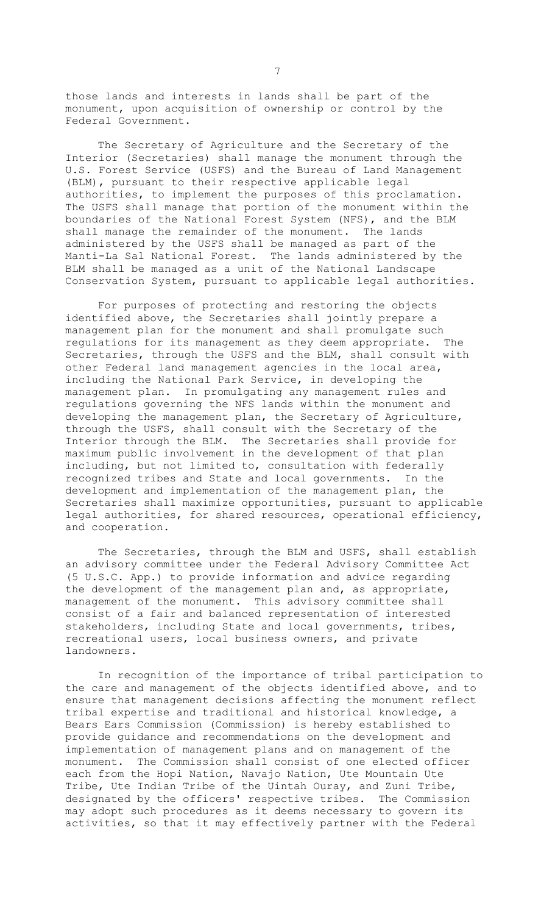those lands and interests in lands shall be part of the monument, upon acquisition of ownership or control by the Federal Government.

The Secretary of Agriculture and the Secretary of the Interior (Secretaries) shall manage the monument through the U.S. Forest Service (USFS) and the Bureau of Land Management (BLM), pursuant to their respective applicable legal authorities, to implement the purposes of this proclamation. The USFS shall manage that portion of the monument within the boundaries of the National Forest System (NFS), and the BLM shall manage the remainder of the monument. The lands administered by the USFS shall be managed as part of the Manti-La Sal National Forest. The lands administered by the BLM shall be managed as a unit of the National Landscape Conservation System, pursuant to applicable legal authorities.

For purposes of protecting and restoring the objects identified above, the Secretaries shall jointly prepare a management plan for the monument and shall promulgate such regulations for its management as they deem appropriate. The Secretaries, through the USFS and the BLM, shall consult with other Federal land management agencies in the local area, including the National Park Service, in developing the management plan. In promulgating any management rules and regulations governing the NFS lands within the monument and developing the management plan, the Secretary of Agriculture, through the USFS, shall consult with the Secretary of the Interior through the BLM. The Secretaries shall provide for maximum public involvement in the development of that plan including, but not limited to, consultation with federally recognized tribes and State and local governments. In the development and implementation of the management plan, the Secretaries shall maximize opportunities, pursuant to applicable legal authorities, for shared resources, operational efficiency, and cooperation.

The Secretaries, through the BLM and USFS, shall establish an advisory committee under the Federal Advisory Committee Act (5 U.S.C. App.) to provide information and advice regarding the development of the management plan and, as appropriate, management of the monument. This advisory committee shall consist of a fair and balanced representation of interested stakeholders, including State and local governments, tribes, recreational users, local business owners, and private landowners.

In recognition of the importance of tribal participation to the care and management of the objects identified above, and to ensure that management decisions affecting the monument reflect tribal expertise and traditional and historical knowledge, a Bears Ears Commission (Commission) is hereby established to provide guidance and recommendations on the development and implementation of management plans and on management of the monument. The Commission shall consist of one elected officer each from the Hopi Nation, Navajo Nation, Ute Mountain Ute Tribe, Ute Indian Tribe of the Uintah Ouray, and Zuni Tribe, designated by the officers' respective tribes. The Commission may adopt such procedures as it deems necessary to govern its activities, so that it may effectively partner with the Federal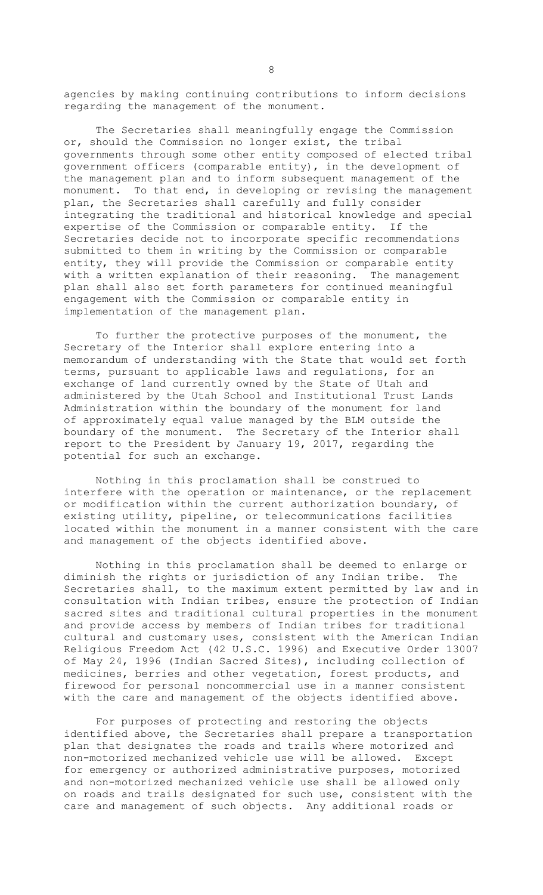agencies by making continuing contributions to inform decisions regarding the management of the monument.

The Secretaries shall meaningfully engage the Commission or, should the Commission no longer exist, the tribal governments through some other entity composed of elected tribal government officers (comparable entity), in the development of the management plan and to inform subsequent management of the monument. To that end, in developing or revising the management plan, the Secretaries shall carefully and fully consider integrating the traditional and historical knowledge and special expertise of the Commission or comparable entity. If the Secretaries decide not to incorporate specific recommendations submitted to them in writing by the Commission or comparable entity, they will provide the Commission or comparable entity with a written explanation of their reasoning. The management plan shall also set forth parameters for continued meaningful engagement with the Commission or comparable entity in implementation of the management plan.

To further the protective purposes of the monument, the Secretary of the Interior shall explore entering into a memorandum of understanding with the State that would set forth terms, pursuant to applicable laws and regulations, for an exchange of land currently owned by the State of Utah and administered by the Utah School and Institutional Trust Lands Administration within the boundary of the monument for land of approximately equal value managed by the BLM outside the boundary of the monument. The Secretary of the Interior shall report to the President by January 19, 2017, regarding the potential for such an exchange.

Nothing in this proclamation shall be construed to interfere with the operation or maintenance, or the replacement or modification within the current authorization boundary, of existing utility, pipeline, or telecommunications facilities located within the monument in a manner consistent with the care and management of the objects identified above.

Nothing in this proclamation shall be deemed to enlarge or diminish the rights or jurisdiction of any Indian tribe. The Secretaries shall, to the maximum extent permitted by law and in consultation with Indian tribes, ensure the protection of Indian sacred sites and traditional cultural properties in the monument and provide access by members of Indian tribes for traditional cultural and customary uses, consistent with the American Indian Religious Freedom Act (42 U.S.C. 1996) and Executive Order 13007 of May 24, 1996 (Indian Sacred Sites), including collection of medicines, berries and other vegetation, forest products, and firewood for personal noncommercial use in a manner consistent with the care and management of the objects identified above.

For purposes of protecting and restoring the objects identified above, the Secretaries shall prepare a transportation plan that designates the roads and trails where motorized and non-motorized mechanized vehicle use will be allowed. Except for emergency or authorized administrative purposes, motorized and non-motorized mechanized vehicle use shall be allowed only on roads and trails designated for such use, consistent with the care and management of such objects. Any additional roads or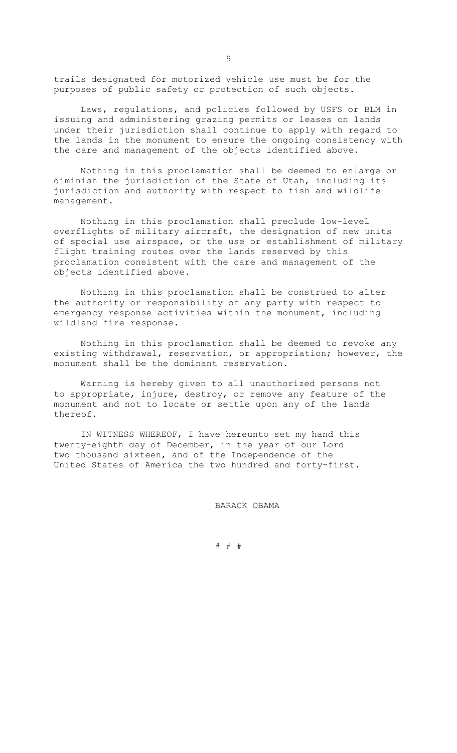trails designated for motorized vehicle use must be for the purposes of public safety or protection of such objects.

Laws, regulations, and policies followed by USFS or BLM in issuing and administering grazing permits or leases on lands under their jurisdiction shall continue to apply with regard to the lands in the monument to ensure the ongoing consistency with the care and management of the objects identified above.

Nothing in this proclamation shall be deemed to enlarge or diminish the jurisdiction of the State of Utah, including its jurisdiction and authority with respect to fish and wildlife management.

Nothing in this proclamation shall preclude low-level overflights of military aircraft, the designation of new units of special use airspace, or the use or establishment of military flight training routes over the lands reserved by this proclamation consistent with the care and management of the objects identified above.

Nothing in this proclamation shall be construed to alter the authority or responsibility of any party with respect to emergency response activities within the monument, including wildland fire response.

Nothing in this proclamation shall be deemed to revoke any existing withdrawal, reservation, or appropriation; however, the monument shall be the dominant reservation.

Warning is hereby given to all unauthorized persons not to appropriate, injure, destroy, or remove any feature of the monument and not to locate or settle upon any of the lands thereof.

IN WITNESS WHEREOF, I have hereunto set my hand this twenty-eighth day of December, in the year of our Lord two thousand sixteen, and of the Independence of the United States of America the two hundred and forty-first.

BARACK OBAMA

# # #